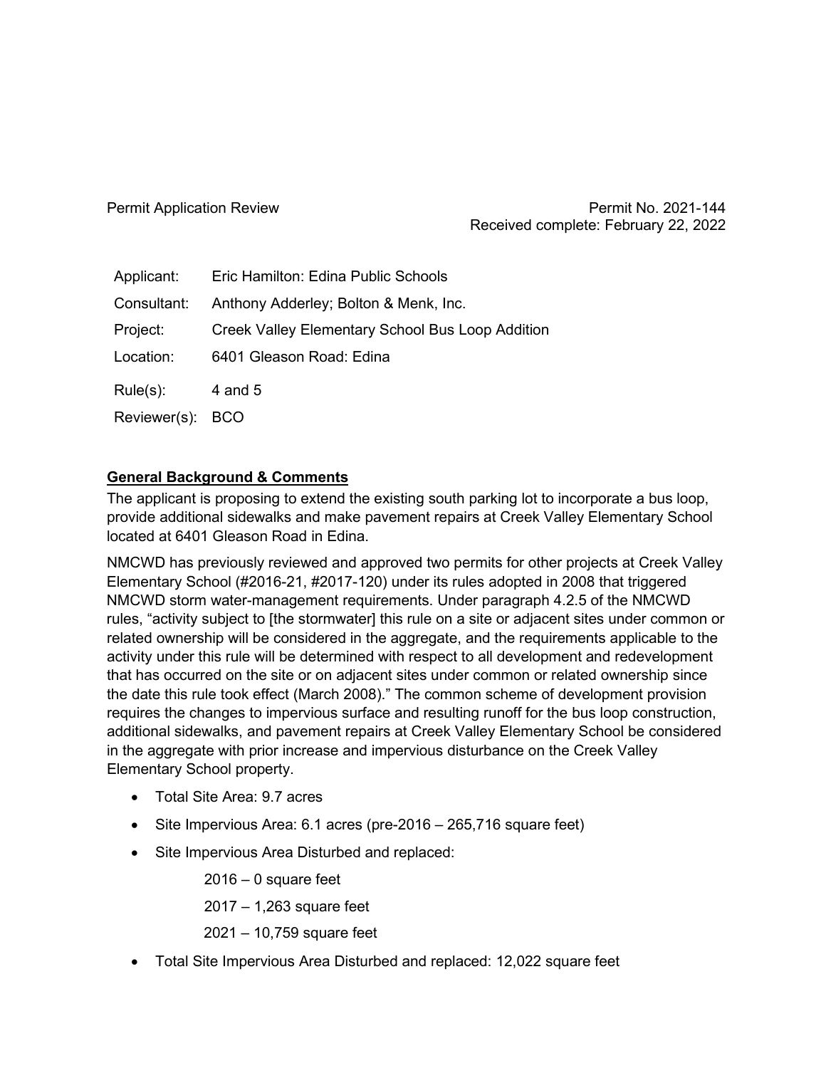Permit Application Review

Permit No. 2021-144
Received complete: February 22, 2022

| | |
|---|---|
| Applicant: | Eric Hamilton: Edina Public Schools |
| Consultant: | Anthony Adderley; Bolton & Menk, Inc. |
| Project: | Creek Valley Elementary School Bus Loop Addition |
| Location: | 6401 Gleason Road: Edina |
| Rule(s): | 4 and 5 |
| Reviewer(s): | BCO |

**General Background & Comments**

The applicant is proposing to extend the existing south parking lot to incorporate a bus loop, provide additional sidewalks and make pavement repairs at Creek Valley Elementary School located at 6401 Gleason Road in Edina.

NMCWD has previously reviewed and approved two permits for other projects at Creek Valley Elementary School (#2016-21, #2017-120) under its rules adopted in 2008 that triggered NMCWD storm water-management requirements. Under paragraph 4.2.5 of the NMCWD rules, "activity subject to [the stormwater] this rule on a site or adjacent sites under common or related ownership will be considered in the aggregate, and the requirements applicable to the activity under this rule will be determined with respect to all development and redevelopment that has occurred on the site or on adjacent sites under common or related ownership since the date this rule took effect (March 2008)." The common scheme of development provision requires the changes to impervious surface and resulting runoff for the bus loop construction, additional sidewalks, and pavement repairs at Creek Valley Elementary School be considered in the aggregate with prior increase and impervious disturbance on the Creek Valley Elementary School property.

- Total Site Area: 9.7 acres
- Site Impervious Area: 6.1 acres (pre-2016 – 265,716 square feet)
- Site Impervious Area Disturbed and replaced:

  2016 – 0 square feet

  2017 – 1,263 square feet

  2021 – 10,759 square feet

- Total Site Impervious Area Disturbed and replaced: 12,022 square feet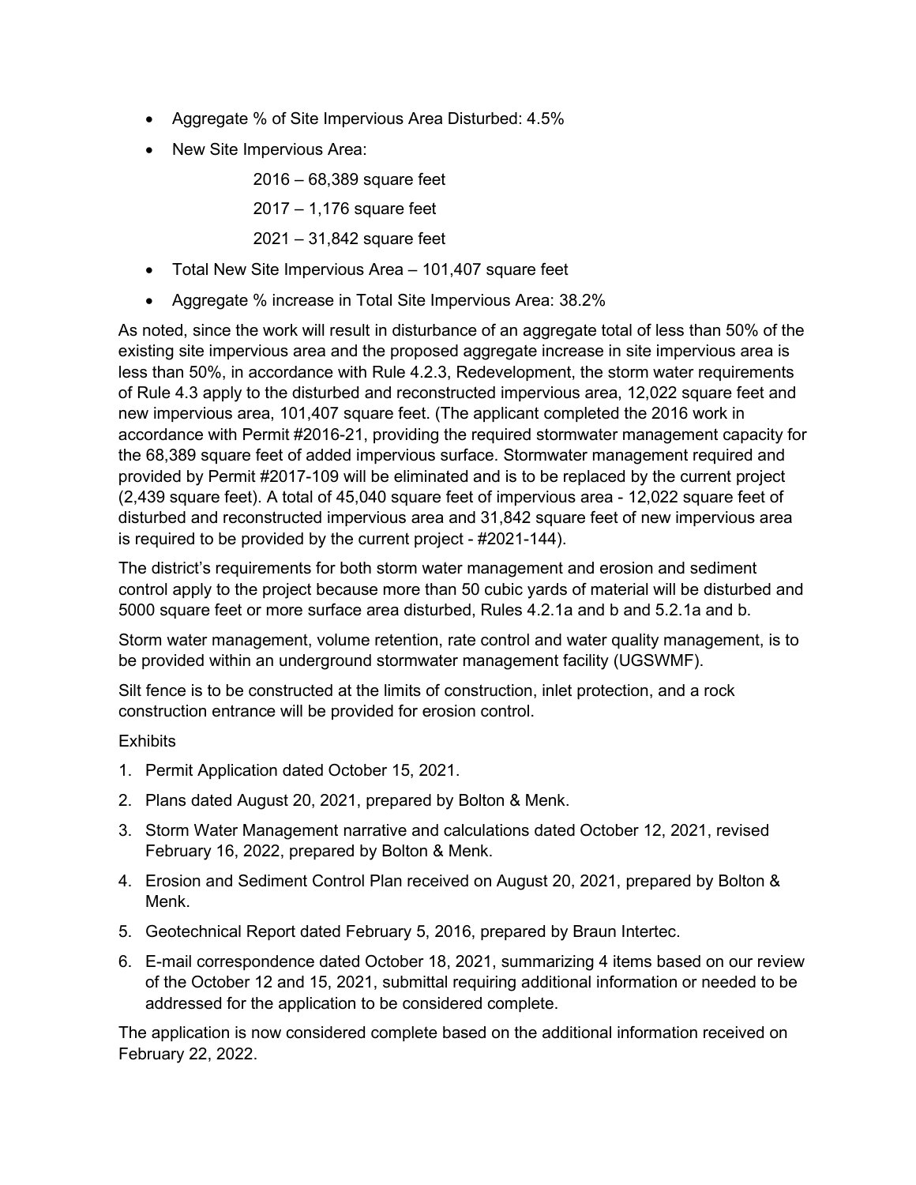- Aggregate % of Site Impervious Area Disturbed: 4.5%
- New Site Impervious Area:

  2016 – 68,389 square feet

  2017 – 1,176 square feet

  2021 – 31,842 square feet

- Total New Site Impervious Area – 101,407 square feet
- Aggregate % increase in Total Site Impervious Area: 38.2%

As noted, since the work will result in disturbance of an aggregate total of less than 50% of the existing site impervious area and the proposed aggregate increase in site impervious area is less than 50%, in accordance with Rule 4.2.3, Redevelopment, the storm water requirements of Rule 4.3 apply to the disturbed and reconstructed impervious area, 12,022 square feet and new impervious area, 101,407 square feet. (The applicant completed the 2016 work in accordance with Permit #2016-21, providing the required stormwater management capacity for the 68,389 square feet of added impervious surface. Stormwater management required and provided by Permit #2017-109 will be eliminated and is to be replaced by the current project (2,439 square feet). A total of 45,040 square feet of impervious area - 12,022 square feet of disturbed and reconstructed impervious area and 31,842 square feet of new impervious area is required to be provided by the current project - #2021-144).

The district's requirements for both storm water management and erosion and sediment control apply to the project because more than 50 cubic yards of material will be disturbed and 5000 square feet or more surface area disturbed, Rules 4.2.1a and b and 5.2.1a and b.

Storm water management, volume retention, rate control and water quality management, is to be provided within an underground stormwater management facility (UGSWMF).

Silt fence is to be constructed at the limits of construction, inlet protection, and a rock construction entrance will be provided for erosion control.

Exhibits

1. Permit Application dated October 15, 2021.
2. Plans dated August 20, 2021, prepared by Bolton & Menk.
3. Storm Water Management narrative and calculations dated October 12, 2021, revised February 16, 2022, prepared by Bolton & Menk.
4. Erosion and Sediment Control Plan received on August 20, 2021, prepared by Bolton & Menk.
5. Geotechnical Report dated February 5, 2016, prepared by Braun Intertec.
6. E-mail correspondence dated October 18, 2021, summarizing 4 items based on our review of the October 12 and 15, 2021, submittal requiring additional information or needed to be addressed for the application to be considered complete.

The application is now considered complete based on the additional information received on February 22, 2022.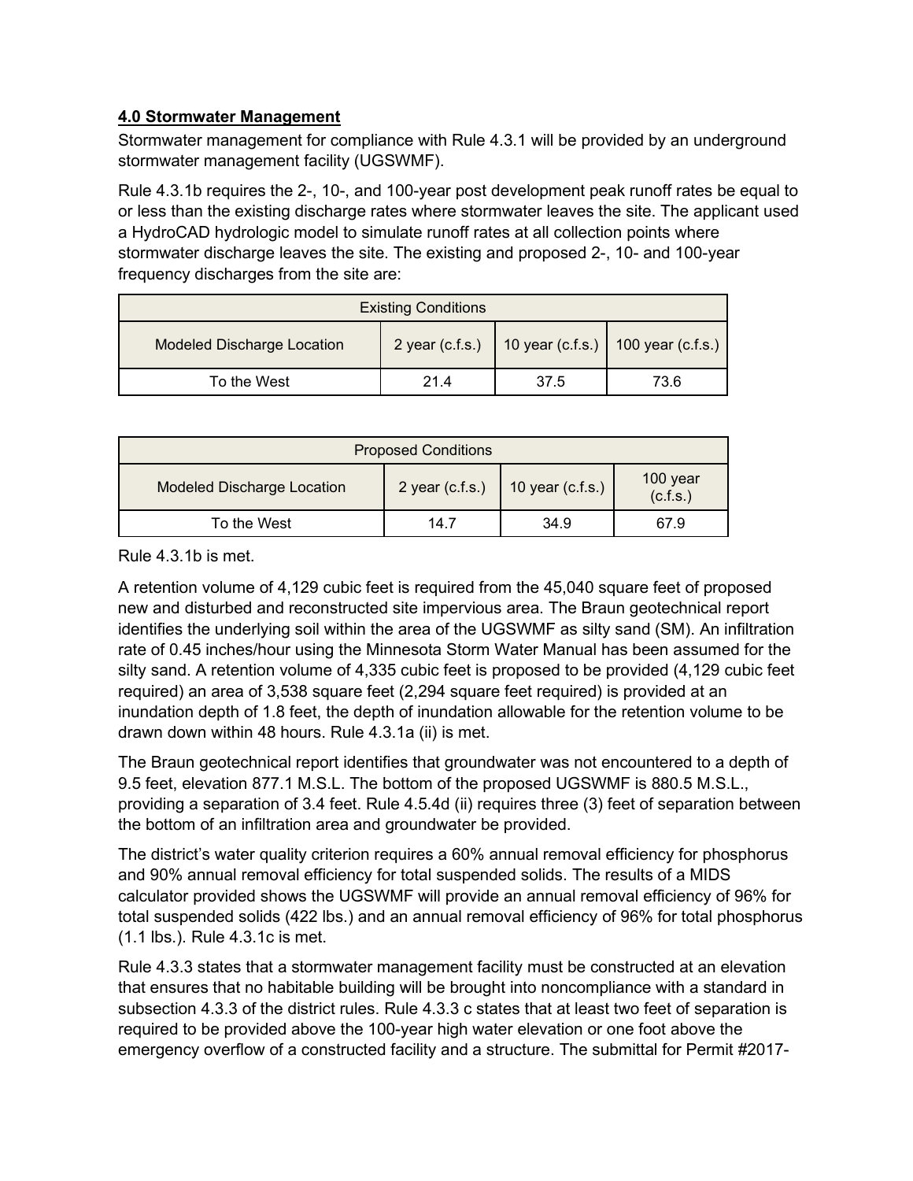**4.0 Stormwater Management**

Stormwater management for compliance with Rule 4.3.1 will be provided by an underground stormwater management facility (UGSWMF).

Rule 4.3.1b requires the 2-, 10-, and 100-year post development peak runoff rates be equal to or less than the existing discharge rates where stormwater leaves the site. The applicant used a HydroCAD hydrologic model to simulate runoff rates at all collection points where stormwater discharge leaves the site. The existing and proposed 2-, 10- and 100-year frequency discharges from the site are:

| Existing Conditions | | | |
|---|---|---|---|
| Modeled Discharge Location | 2 year (c.f.s.) | 10 year (c.f.s.) | 100 year (c.f.s.) |
| To the West | 21.4 | 37.5 | 73.6 |

| Proposed Conditions | | | |
|---|---|---|---|
| Modeled Discharge Location | 2 year (c.f.s.) | 10 year (c.f.s.) | 100 year (c.f.s.) |
| To the West | 14.7 | 34.9 | 67.9 |

Rule 4.3.1b is met.

A retention volume of 4,129 cubic feet is required from the 45,040 square feet of proposed new and disturbed and reconstructed site impervious area. The Braun geotechnical report identifies the underlying soil within the area of the UGSWMF as silty sand (SM). An infiltration rate of 0.45 inches/hour using the Minnesota Storm Water Manual has been assumed for the silty sand. A retention volume of 4,335 cubic feet is proposed to be provided (4,129 cubic feet required) an area of 3,538 square feet (2,294 square feet required) is provided at an inundation depth of 1.8 feet, the depth of inundation allowable for the retention volume to be drawn down within 48 hours. Rule 4.3.1a (ii) is met.

The Braun geotechnical report identifies that groundwater was not encountered to a depth of 9.5 feet, elevation 877.1 M.S.L. The bottom of the proposed UGSWMF is 880.5 M.S.L., providing a separation of 3.4 feet. Rule 4.5.4d (ii) requires three (3) feet of separation between the bottom of an infiltration area and groundwater be provided.

The district's water quality criterion requires a 60% annual removal efficiency for phosphorus and 90% annual removal efficiency for total suspended solids. The results of a MIDS calculator provided shows the UGSWMF will provide an annual removal efficiency of 96% for total suspended solids (422 lbs.) and an annual removal efficiency of 96% for total phosphorus (1.1 lbs.). Rule 4.3.1c is met.

Rule 4.3.3 states that a stormwater management facility must be constructed at an elevation that ensures that no habitable building will be brought into noncompliance with a standard in subsection 4.3.3 of the district rules. Rule 4.3.3 c states that at least two feet of separation is required to be provided above the 100-year high water elevation or one foot above the emergency overflow of a constructed facility and a structure. The submittal for Permit #2017-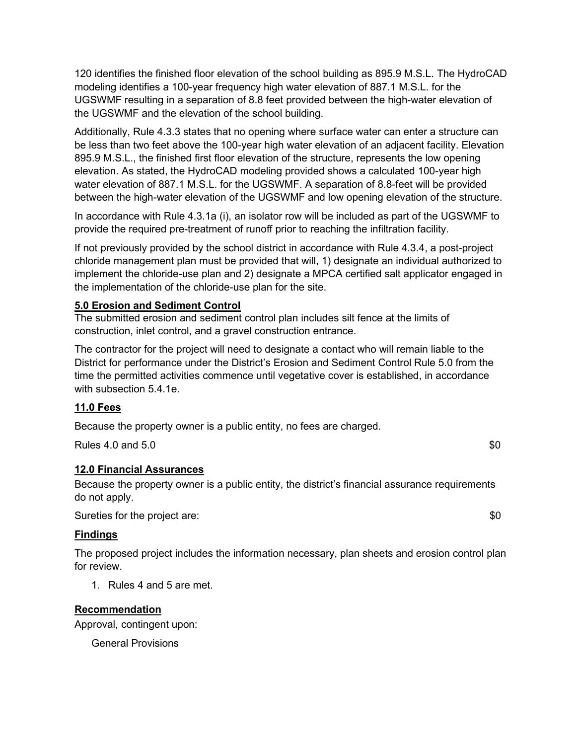120 identifies the finished floor elevation of the school building as 895.9 M.S.L. The HydroCAD modeling identifies a 100-year frequency high water elevation of 887.1 M.S.L. for the UGSWMF resulting in a separation of 8.8 feet provided between the high-water elevation of the UGSWMF and the elevation of the school building.

Additionally, Rule 4.3.3 states that no opening where surface water can enter a structure can be less than two feet above the 100-year high water elevation of an adjacent facility. Elevation 895.9 M.S.L., the finished first floor elevation of the structure, represents the low opening elevation. As stated, the HydroCAD modeling provided shows a calculated 100-year high water elevation of 887.1 M.S.L. for the UGSWMF. A separation of 8.8-feet will be provided between the high-water elevation of the UGSWMF and low opening elevation of the structure.

In accordance with Rule 4.3.1a (i), an isolator row will be included as part of the UGSWMF to provide the required pre-treatment of runoff prior to reaching the infiltration facility.

If not previously provided by the school district in accordance with Rule 4.3.4, a post-project chloride management plan must be provided that will, 1) designate an individual authorized to implement the chloride-use plan and 2) designate a MPCA certified salt applicator engaged in the implementation of the chloride-use plan for the site.

**5.0 Erosion and Sediment Control**

The submitted erosion and sediment control plan includes silt fence at the limits of construction, inlet control, and a gravel construction entrance.

The contractor for the project will need to designate a contact who will remain liable to the District for performance under the District's Erosion and Sediment Control Rule 5.0 from the time the permitted activities commence until vegetative cover is established, in accordance with subsection 5.4.1e.

**11.0 Fees**

Because the property owner is a public entity, no fees are charged.

Rules 4.0 and 5.0 $0

**12.0 Financial Assurances**

Because the property owner is a public entity, the district's financial assurance requirements do not apply.

Sureties for the project are: $0

**Findings**

The proposed project includes the information necessary, plan sheets and erosion control plan for review.

1. Rules 4 and 5 are met.

**Recommendation**

Approval, contingent upon:

General Provisions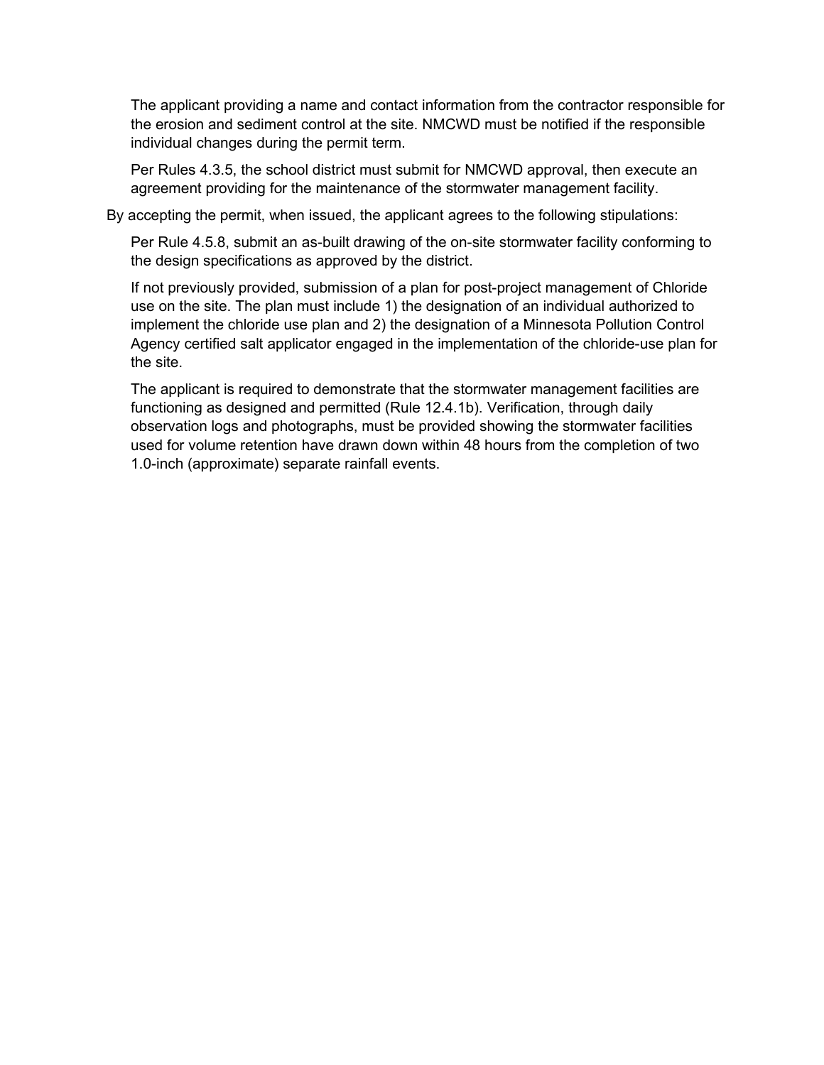The applicant providing a name and contact information from the contractor responsible for the erosion and sediment control at the site. NMCWD must be notified if the responsible individual changes during the permit term.

Per Rules 4.3.5, the school district must submit for NMCWD approval, then execute an agreement providing for the maintenance of the stormwater management facility.

By accepting the permit, when issued, the applicant agrees to the following stipulations:

Per Rule 4.5.8, submit an as-built drawing of the on-site stormwater facility conforming to the design specifications as approved by the district.

If not previously provided, submission of a plan for post-project management of Chloride use on the site. The plan must include 1) the designation of an individual authorized to implement the chloride use plan and 2) the designation of a Minnesota Pollution Control Agency certified salt applicator engaged in the implementation of the chloride-use plan for the site.

The applicant is required to demonstrate that the stormwater management facilities are functioning as designed and permitted (Rule 12.4.1b). Verification, through daily observation logs and photographs, must be provided showing the stormwater facilities used for volume retention have drawn down within 48 hours from the completion of two 1.0-inch (approximate) separate rainfall events.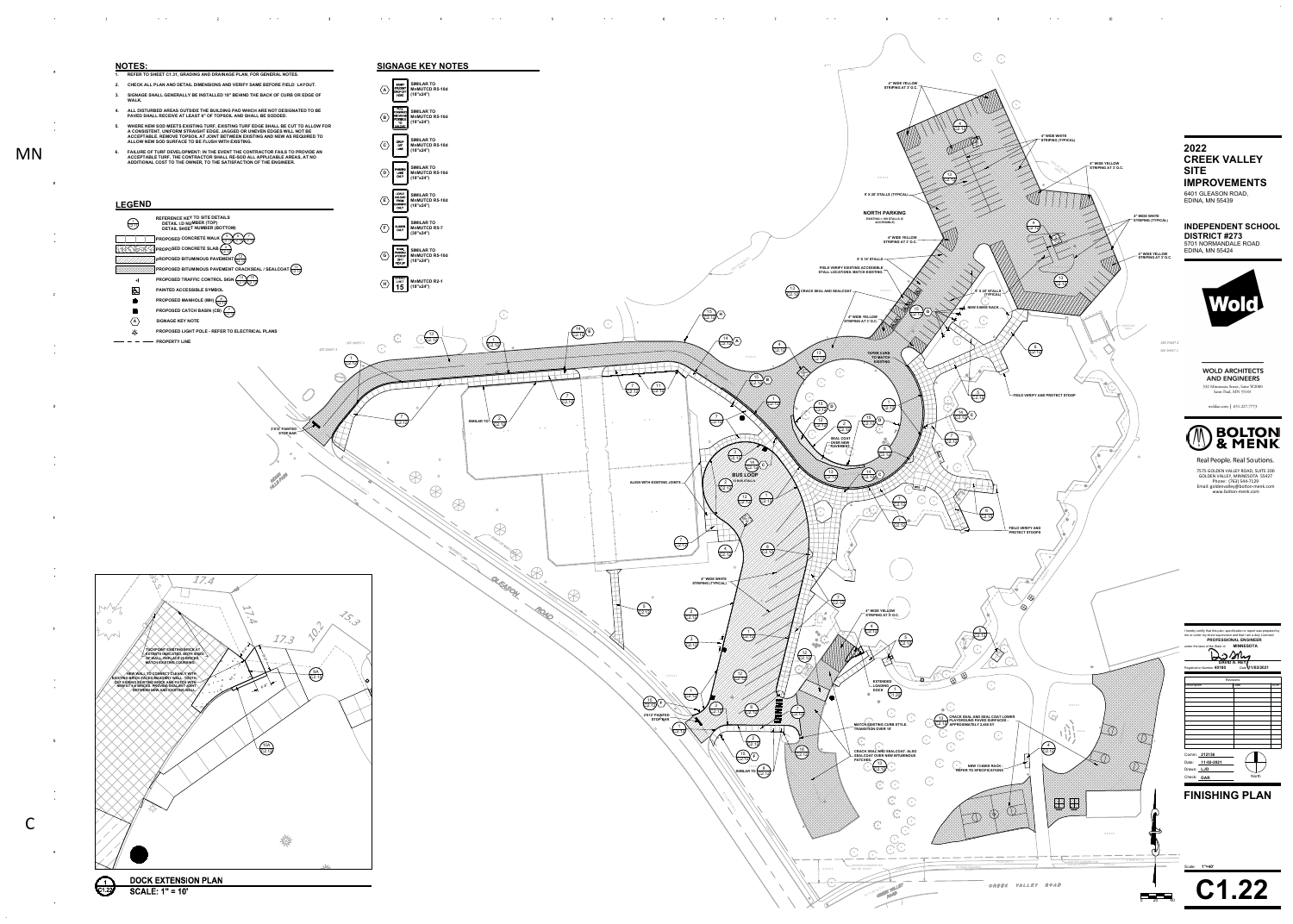## NOTES:

1. REFER TO SHEET C1.31, GRADING AND DRAINAGE PLAN, FOR GENERAL NOTES.
2. CHECK ALL PLAN AND DETAIL DIMENSIONS AND VERIFY SAME BEFORE FIELD LAYOUT.
3. SIGNAGE SHALL GENERALLY BE INSTALLED 18" BEHIND THE BACK OF CURB OR EDGE OF WALK.
4. ALL DISTURBED AREAS OUTSIDE THE BUILDING PAD WHICH ARE NOT DESIGNATED TO BE PAVED SHALL RECEIVE AT LEAST 6" OF TOPSOIL AND SHALL BE SODDED.
5. WHERE NEW SOD MEETS EXISTING TURF, EXISTING TURF EDGE SHALL BE CUT TO ALLOW FOR A CONSISTENT, UNIFORM STRAIGHT EDGE. JAGGED OR UNEVEN EDGES WILL NOT BE ACCEPTABLE. REMOVE TOPSOIL AT JOINT BETWEEN EXISTING AND NEW AS REQUIRED TO ALLOW NEW SOD SURFACE TO BE FLUSH WITH EXISTING.
6. FAILURE OF TURF DEVELOPMENT: IN THE EVENT THE CONTRACTOR FAILS TO PROVIDE AN ACCEPTABLE TURF, THE CONTRACTOR SHALL RE-SOD ALL APPLICABLE AREAS, AT NO ADDITIONAL COST TO THE OWNER, TO THE SATISFACTION OF THE ENGINEER.

## LEGEND

- REFERENCE KEY TO SITE DETAILS — DETAIL I.D. NUMBER (TOP), DETAIL SHEET NUMBER (BOTTOM)
- PROPOSED CONCRETE WALK
- PROPOSED CONCRETE SLAB
- PROPOSED BITUMINOUS PAVEMENT
- PROPOSED BITUMINOUS PAVEMENT CRACKSEAL / SEALCOAT
- PROPOSED TRAFFIC CONTROL SIGN
- PAINTED ACCESSIBLE SYMBOL
- PROPOSED MANHOLE (MH)
- PROPOSED CATCH BASIN (CB)
- SIGNAGE KEY NOTE
- PROPOSED LIGHT POLE - REFER TO ELECTRICAL PLANS
- PROPERTY LINE

## SIGNAGE KEY NOTES

- A — SIMILAR TO MnMUTCD R5-10d (18"x24")
- B — SIMILAR TO MnMUTCD R5-10d (18"x24")
- C — SIMILAR TO MnMUTCD R5-10d (18"x24")
- D — SIMILAR TO MnMUTCD R5-10d (18"x24")
- E — SIMILAR TO MnMUTCD R5-10d (18"x24")
- F — SIMILAR TO MnMUTCD R5-7 (30"x24")
- G — SIMILAR TO MnMUTCD R5-10d (18"x24")
- H — MnMUTCD R2-1 (18"x24")

## Plan Callouts

- 4" WIDE YELLOW STRIPING AT 3' O.C.
- 4" WIDE WHITE STRIPING (TYPICAL)
- 9' X 20' STALLS (TYPICAL)
- NORTH PARKING — EXISTING = 109 STALLS (5 ACCESSIBLE)
- 9' X 18' STALLS
- FIELD VERIFY EXISTING ACCESSIBLE STALL LOCATIONS; MATCH EXISTING
- CRACK SEAL AND SEALCOAT
- 9' X 20' STALLS (TYPICAL)
- NEW 6 BIKE RACK
- TAPER CURB TO MATCH EXISTING
- FIELD VERIFY AND PROTECT STOOP
- SEAL COAT OVER NEW PAVEMENT
- FIELD VERIFY AND PROTECT STOOPS
- 2'X12' PAINTED STOP BAR
- SIMILAR TO
- ALIGN WITH EXISTING JOINTS
- BUS LOOP
- EXTENDED LOADING DOCK
- MATCH EXISTING CURB STYLE. TRANSITION OVER 10'
- CRACK SEAL AND SEALCOAT. ALSO SEALCOAT OVER NEW BITUMINOUS PATCHES
- CRACK SEAL AND SEAL COAT LOWER PLAYGROUND PAVED SURFACES - APPROXIMATELY 2,468 SY
- NEW 13-BIKE RACK - REFER TO SPECIFICATIONS
- GLEASON ROAD
- CREEK VALLEY ROAD

## DOCK EXTENSION PLAN

- TUCKPOINT EXISTING BRICK AT EXTENTS INDICATED, BOTH SIDES OF WALL. REPLACE DAMAGED. MATCH EXISTING COURSING.
- NEW WALL TO CONNECT CLEANLY WITH EXISTING BRICK FACED MASONRY WALL. TOOTH-OUT EXISTING BRICK AND PATCH WITH NEW TO MATCH. PROVIDE SEALANT JOINT BETWEEN NEW AND EXISTING WALL.

DOCK EXTENSION PLAN
SCALE: 1" = 10'

## 2022 CREEK VALLEY SITE IMPROVEMENTS

6401 GLEASON ROAD, EDINA, MN 55439

**INDEPENDENT SCHOOL DISTRICT #273**
5701 NORMANDALE ROAD
EDINA, MN 55424

WOLD ARCHITECTS AND ENGINEERS
332 Minnesota Street, Suite W2000
Saint Paul, MN 55101
woldae.com | 651 227 7773

BOLTON & MENK
Real People. Real Solutions.
7575 GOLDEN VALLEY ROAD, SUITE 200
GOLDEN VALLEY, MINNESOTA 55427
Phone: (763) 544-7129
Email: goldenvalley@bolton-menk.com
www.bolton-menk.com

I hereby certify that this plan, specification or report was prepared by me or under my direct supervision and that I am a duly Licensed PROFESSIONAL ENGINEER under the laws of the State of MINNESOTA

DAVID A. NELS
Registration Number: 40180 Date: 11/02/2021

Comm: 212136
Date: 11-02-2021
Drawn: LJD
Check: DAR

**FINISHING PLAN**

Scale: 1"=40'

**C1.22**